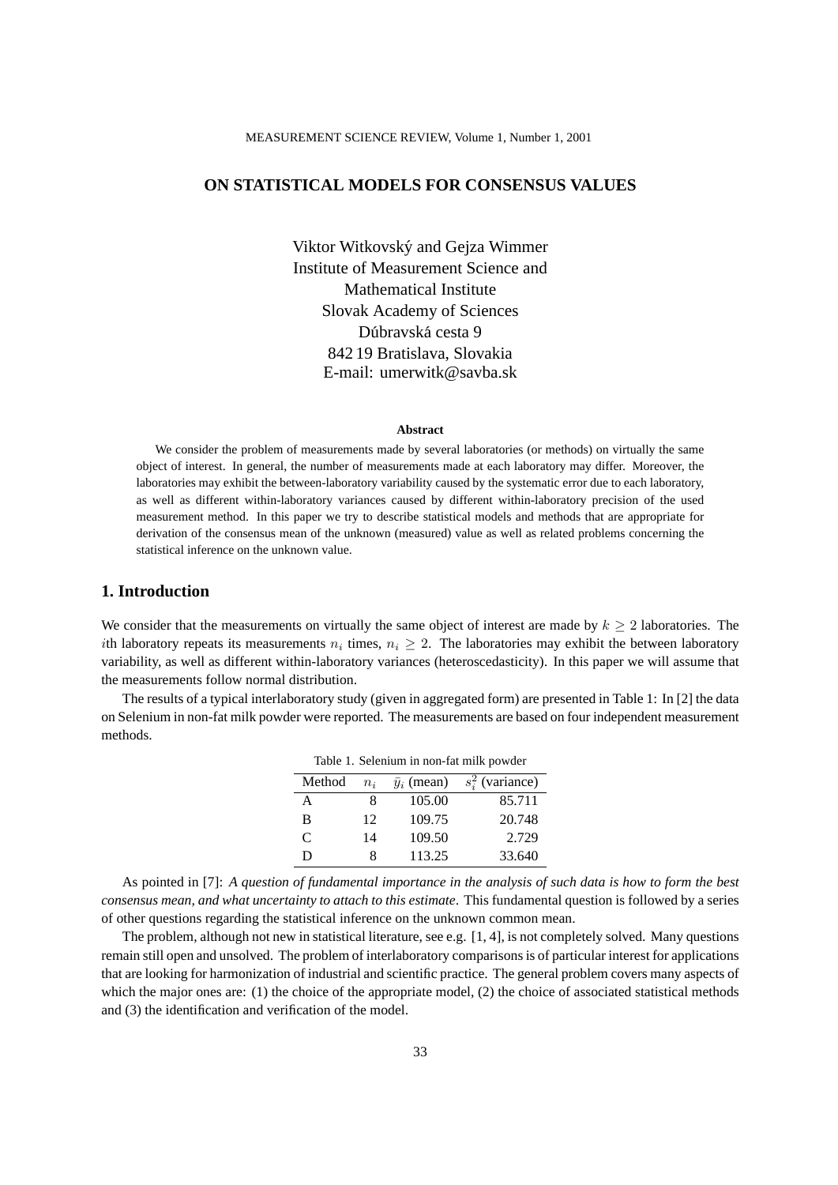# ON STATISTICAL MODELS FOR CONSENSUS VALUES

Viktor Witkovský and Gejza Wimmer
Institute of Measurement Science and
Mathematical Institute
Slovak Academy of Sciences
Dúbravská cesta 9
842 19 Bratislava, Slovakia
E-mail: umerwitk@savba.sk

### Abstract

We consider the problem of measurements made by several laboratories (or methods) on virtually the same object of interest. In general, the number of measurements made at each laboratory may differ. Moreover, the laboratories may exhibit the between-laboratory variability caused by the systematic error due to each laboratory, as well as different within-laboratory variances caused by different within-laboratory precision of the used measurement method. In this paper we try to describe statistical models and methods that are appropriate for derivation of the consensus mean of the unknown (measured) value as well as related problems concerning the statistical inference on the unknown value.

## 1. Introduction

We consider that the measurements on virtually the same object of interest are made by $k \geq 2$ laboratories. The $i$th laboratory repeats its measurements $n_i$ times, $n_i \geq 2$. The laboratories may exhibit the between laboratory variability, as well as different within-laboratory variances (heteroscedasticity). In this paper we will assume that the measurements follow normal distribution.

The results of a typical interlaboratory study (given in aggregated form) are presented in Table 1: In [2] the data on Selenium in non-fat milk powder were reported. The measurements are based on four independent measurement methods.

Table 1. Selenium in non-fat milk powder

| Method | $n_i$ | $\bar{y}_i$ (mean) | $s_i^2$ (variance) |
|---|---|---|---|
| A | 8 | 105.00 | 85.711 |
| B | 12 | 109.75 | 20.748 |
| C | 14 | 109.50 | 2.729 |
| D | 8 | 113.25 | 33.640 |

As pointed in [7]: *A question of fundamental importance in the analysis of such data is how to form the best consensus mean, and what uncertainty to attach to this estimate*. This fundamental question is followed by a series of other questions regarding the statistical inference on the unknown common mean.

The problem, although not new in statistical literature, see e.g. [1, 4], is not completely solved. Many questions remain still open and unsolved. The problem of interlaboratory comparisons is of particular interest for applications that are looking for harmonization of industrial and scientific practice. The general problem covers many aspects of which the major ones are: (1) the choice of the appropriate model, (2) the choice of associated statistical methods and (3) the identification and verification of the model.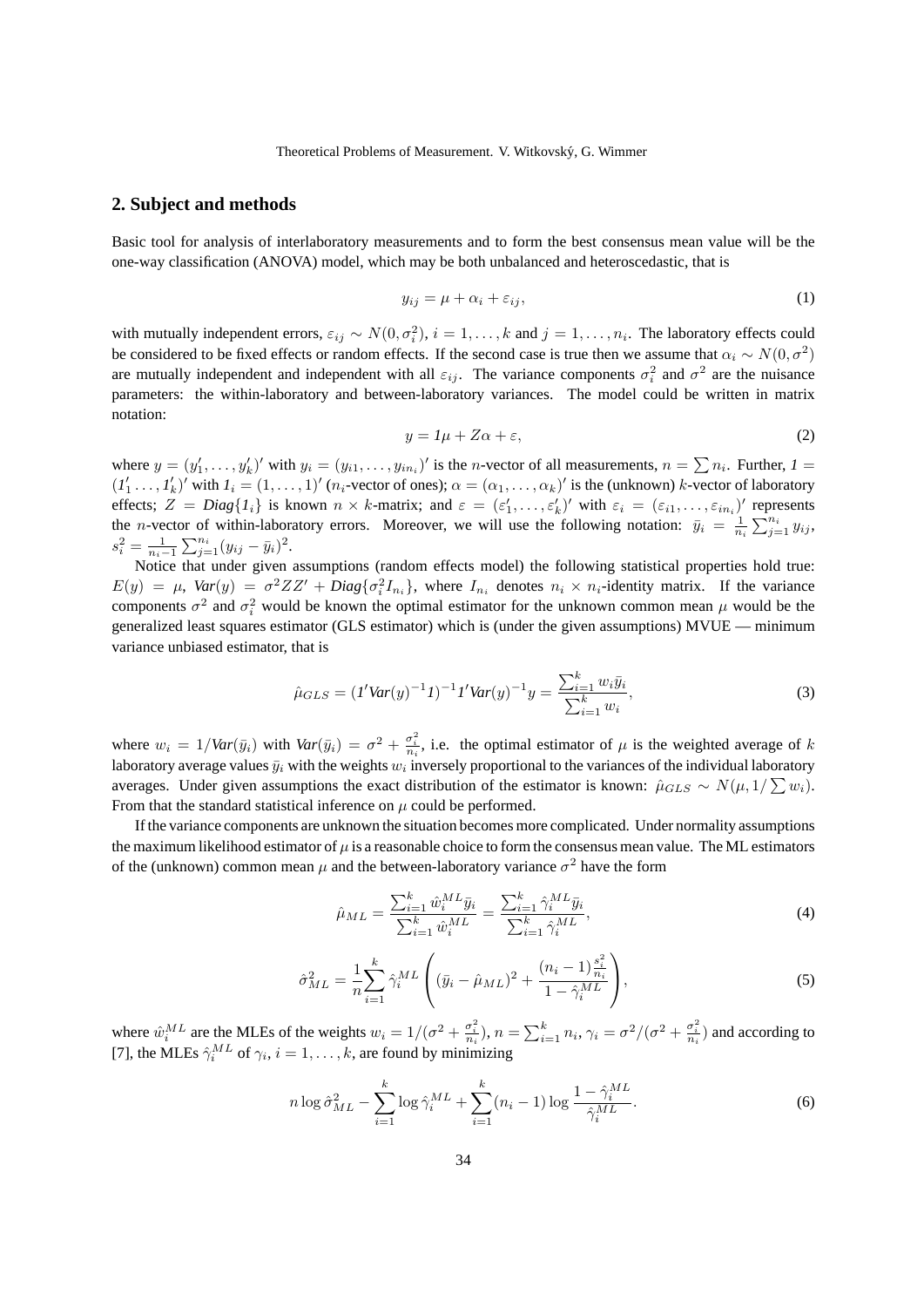## 2. Subject and methods

Basic tool for analysis of interlaboratory measurements and to form the best consensus mean value will be the one-way classification (ANOVA) model, which may be both unbalanced and heteroscedastic, that is

$$y_{ij} = \mu + \alpha_i + \varepsilon_{ij}, \tag{1}$$

with mutually independent errors, $\varepsilon_{ij} \sim N(0, \sigma_i^2)$, $i = 1, \ldots, k$ and $j = 1, \ldots, n_i$. The laboratory effects could be considered to be fixed effects or random effects. If the second case is true then we assume that $\alpha_i \sim N(0, \sigma^2)$ are mutually independent and independent with all $\varepsilon_{ij}$. The variance components $\sigma_i^2$ and $\sigma^2$ are the nuisance parameters: the within-laboratory and between-laboratory variances. The model could be written in matrix notation:

$$y = \mathit{1}\mu + Z\alpha + \varepsilon, \tag{2}$$

where $y = (y_1', \ldots, y_k')'$ with $y_i = (y_{i1}, \ldots, y_{in_i})'$ is the $n$-vector of all measurements, $n = \sum n_i$. Further, $\mathit{1} = (\mathit{1}_1' \ldots, \mathit{1}_k')'$ with $\mathit{1}_i = (1, \ldots, 1)'$ ($n_i$-vector of ones); $\alpha = (\alpha_1, \ldots, \alpha_k)'$ is the (unknown) $k$-vector of laboratory effects; $Z = \mathit{Diag}\{\mathit{1}_i\}$ is known $n \times k$-matrix; and $\varepsilon = (\varepsilon_1', \ldots, \varepsilon_k')'$ with $\varepsilon_i = (\varepsilon_{i1}, \ldots, \varepsilon_{in_i})'$ represents the $n$-vector of within-laboratory errors. Moreover, we will use the following notation: $\bar{y}_i = \frac{1}{n_i}\sum_{j=1}^{n_i} y_{ij}$, $s_i^2 = \frac{1}{n_i - 1}\sum_{j=1}^{n_i}(y_{ij} - \bar{y}_i)^2$.

Notice that under given assumptions (random effects model) the following statistical properties hold true: $E(y) = \mu$, $\mathit{Var}(y) = \sigma^2 ZZ' + \mathit{Diag}\{\sigma_i^2 I_{n_i}\}$, where $I_{n_i}$ denotes $n_i \times n_i$-identity matrix. If the variance components $\sigma^2$ and $\sigma_i^2$ would be known the optimal estimator for the unknown common mean $\mu$ would be the generalized least squares estimator (GLS estimator) which is (under the given assumptions) MVUE — minimum variance unbiased estimator, that is

$$\hat{\mu}_{GLS} = (\mathit{1}'\mathit{Var}(y)^{-1}\mathit{1})^{-1}\mathit{1}'\mathit{Var}(y)^{-1}y = \frac{\sum_{i=1}^{k} w_i \bar{y}_i}{\sum_{i=1}^{k} w_i}, \tag{3}$$

where $w_i = 1/\mathit{Var}(\bar{y}_i)$ with $\mathit{Var}(\bar{y}_i) = \sigma^2 + \frac{\sigma_i^2}{n_i}$, i.e. the optimal estimator of $\mu$ is the weighted average of $k$ laboratory average values $\bar{y}_i$ with the weights $w_i$ inversely proportional to the variances of the individual laboratory averages. Under given assumptions the exact distribution of the estimator is known: $\hat{\mu}_{GLS} \sim N(\mu, 1/\sum w_i)$. From that the standard statistical inference on $\mu$ could be performed.

If the variance components are unknown the situation becomes more complicated. Under normality assumptions the maximum likelihood estimator of $\mu$ is a reasonable choice to form the consensus mean value. The ML estimators of the (unknown) common mean $\mu$ and the between-laboratory variance $\sigma^2$ have the form

$$\hat{\mu}_{ML} = \frac{\sum_{i=1}^{k} \hat{w}_i^{ML} \bar{y}_i}{\sum_{i=1}^{k} \hat{w}_i^{ML}} = \frac{\sum_{i=1}^{k} \hat{\gamma}_i^{ML} \bar{y}_i}{\sum_{i=1}^{k} \hat{\gamma}_i^{ML}}, \tag{4}$$

$$\hat{\sigma}_{ML}^2 = \frac{1}{n}\sum_{i=1}^{k} \hat{\gamma}_i^{ML}\left((\bar{y}_i - \hat{\mu}_{ML})^2 + \frac{(n_i - 1)\frac{s_i^2}{n_i}}{1 - \hat{\gamma}_i^{ML}}\right), \tag{5}$$

where $\hat{w}_i^{ML}$ are the MLEs of the weights $w_i = 1/(\sigma^2 + \frac{\sigma_i^2}{n_i})$, $n = \sum_{i=1}^{k} n_i$, $\gamma_i = \sigma^2/(\sigma^2 + \frac{\sigma_i^2}{n_i})$ and according to [7], the MLEs $\hat{\gamma}_i^{ML}$ of $\gamma_i$, $i = 1, \ldots, k$, are found by minimizing

$$n \log \hat{\sigma}_{ML}^2 - \sum_{i=1}^{k} \log \hat{\gamma}_i^{ML} + \sum_{i=1}^{k}(n_i - 1)\log\frac{1 - \hat{\gamma}_i^{ML}}{\hat{\gamma}_i^{ML}}. \tag{6}$$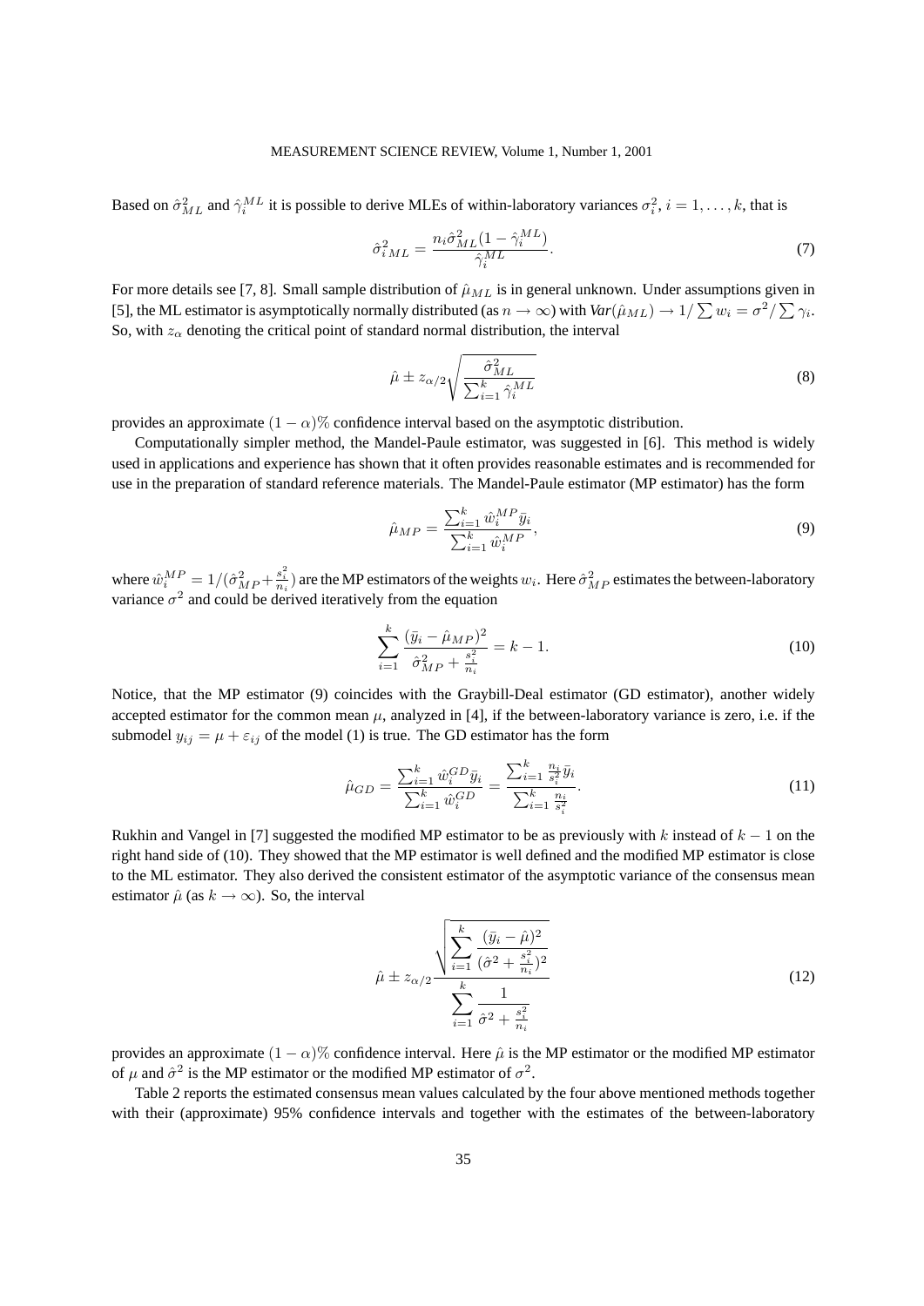Based on $\hat{\sigma}^2_{ML}$ and $\hat{\gamma}_i^{ML}$ it is possible to derive MLEs of within-laboratory variances $\sigma_i^2$, $i = 1, \dots, k$, that is

$$\hat{\sigma}^2_{i\,ML} = \frac{n_i \hat{\sigma}^2_{ML}(1 - \hat{\gamma}_i^{ML})}{\hat{\gamma}_i^{ML}}. \tag{7}$$

For more details see [7, 8]. Small sample distribution of $\hat{\mu}_{ML}$ is in general unknown. Under assumptions given in [5], the ML estimator is asymptotically normally distributed (as $n \to \infty$) with $Var(\hat{\mu}_{ML}) \to 1/\sum w_i = \sigma^2/\sum \gamma_i$. So, with $z_\alpha$ denoting the critical point of standard normal distribution, the interval

$$\hat{\mu} \pm z_{\alpha/2}\sqrt{\frac{\hat{\sigma}^2_{ML}}{\sum_{i=1}^k \hat{\gamma}_i^{ML}}} \tag{8}$$

provides an approximate $(1-\alpha)\%$ confidence interval based on the asymptotic distribution.

Computationally simpler method, the Mandel-Paule estimator, was suggested in [6]. This method is widely used in applications and experience has shown that it often provides reasonable estimates and is recommended for use in the preparation of standard reference materials. The Mandel-Paule estimator (MP estimator) has the form

$$\hat{\mu}_{MP} = \frac{\sum_{i=1}^k \hat{w}_i^{MP} \bar{y}_i}{\sum_{i=1}^k \hat{w}_i^{MP}}, \tag{9}$$

where $\hat{w}_i^{MP} = 1/(\hat{\sigma}^2_{MP} + \frac{s_i^2}{n_i})$ are the MP estimators of the weights $w_i$. Here $\hat{\sigma}^2_{MP}$ estimates the between-laboratory variance $\sigma^2$ and could be derived iteratively from the equation

$$\sum_{i=1}^k \frac{(\bar{y}_i - \hat{\mu}_{MP})^2}{\hat{\sigma}^2_{MP} + \frac{s_i^2}{n_i}} = k - 1. \tag{10}$$

Notice, that the MP estimator (9) coincides with the Graybill-Deal estimator (GD estimator), another widely accepted estimator for the common mean $\mu$, analyzed in [4], if the between-laboratory variance is zero, i.e. if the submodel $y_{ij} = \mu + \varepsilon_{ij}$ of the model (1) is true. The GD estimator has the form

$$\hat{\mu}_{GD} = \frac{\sum_{i=1}^k \hat{w}_i^{GD} \bar{y}_i}{\sum_{i=1}^k \hat{w}_i^{GD}} = \frac{\sum_{i=1}^k \frac{n_i}{s_i^2}\bar{y}_i}{\sum_{i=1}^k \frac{n_i}{s_i^2}}. \tag{11}$$

Rukhin and Vangel in [7] suggested the modified MP estimator to be as previously with $k$ instead of $k-1$ on the right hand side of (10). They showed that the MP estimator is well defined and the modified MP estimator is close to the ML estimator. They also derived the consistent estimator of the asymptotic variance of the consensus mean estimator $\hat{\mu}$ (as $k \to \infty$). So, the interval

$$\hat{\mu} \pm z_{\alpha/2}\frac{\sqrt{\sum_{i=1}^k \frac{(\bar{y}_i - \hat{\mu})^2}{(\hat{\sigma}^2 + \frac{s_i^2}{n_i})^2}}}{\sum_{i=1}^k \frac{1}{\hat{\sigma}^2 + \frac{s_i^2}{n_i}}} \tag{12}$$

provides an approximate $(1-\alpha)\%$ confidence interval. Here $\hat{\mu}$ is the MP estimator or the modified MP estimator of $\mu$ and $\hat{\sigma}^2$ is the MP estimator or the modified MP estimator of $\sigma^2$.

Table 2 reports the estimated consensus mean values calculated by the four above mentioned methods together with their (approximate) 95% confidence intervals and together with the estimates of the between-laboratory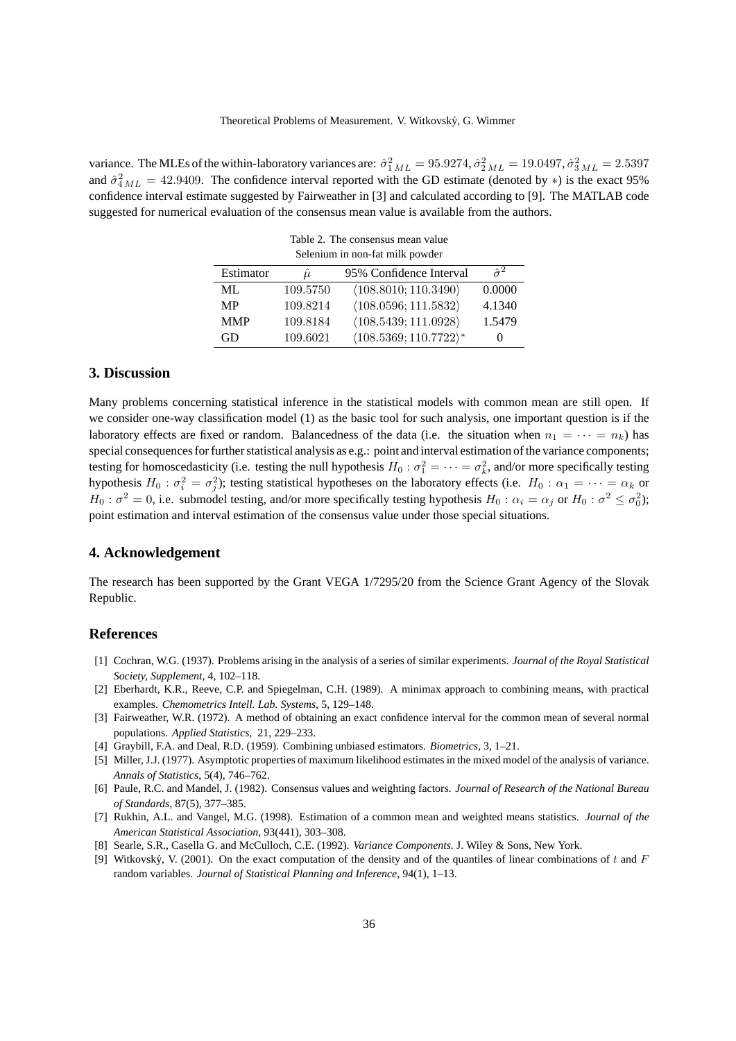variance. The MLEs of the within-laboratory variances are: $\hat{\sigma}^2_{1\,ML} = 95.9274, \hat{\sigma}^2_{2\,ML} = 19.0497, \hat{\sigma}^2_{3\,ML} = 2.5397$ and $\hat{\sigma}^2_{4\,ML} = 42.9409$. The confidence interval reported with the GD estimate (denoted by $*$) is the exact 95% confidence interval estimate suggested by Fairweather in [3] and calculated according to [9]. The MATLAB code suggested for numerical evaluation of the consensus mean value is available from the authors.

Table 2. The consensus mean value
Selenium in non-fat milk powder

| Estimator | $\hat{\mu}$ | 95% Confidence Interval | $\hat{\sigma}^2$ |
|---|---|---|---|
| ML | 109.5750 | $\langle 108.8010; 110.3490 \rangle$ | 0.0000 |
| MP | 109.8214 | $\langle 108.0596; 111.5832 \rangle$ | 4.1340 |
| MMP | 109.8184 | $\langle 108.5439; 111.0928 \rangle$ | 1.5479 |
| GD | 109.6021 | $\langle 108.5369; 110.7722 \rangle^*$ | 0 |

## 3. Discussion

Many problems concerning statistical inference in the statistical models with common mean are still open. If we consider one-way classification model (1) as the basic tool for such analysis, one important question is if the laboratory effects are fixed or random. Balancedness of the data (i.e. the situation when $n_1 = \cdots = n_k$) has special consequences for further statistical analysis as e.g.: point and interval estimation of the variance components; testing for homoscedasticity (i.e. testing the null hypothesis $H_0 : \sigma_1^2 = \cdots = \sigma_k^2$, and/or more specifically testing hypothesis $H_0 : \sigma_i^2 = \sigma_j^2$); testing statistical hypotheses on the laboratory effects (i.e. $H_0 : \alpha_1 = \cdots = \alpha_k$ or $H_0 : \sigma^2 = 0$, i.e. submodel testing, and/or more specifically testing hypothesis $H_0 : \alpha_i = \alpha_j$ or $H_0 : \sigma^2 \leq \sigma_0^2$); point estimation and interval estimation of the consensus value under those special situations.

## 4. Acknowledgement

The research has been supported by the Grant VEGA 1/7295/20 from the Science Grant Agency of the Slovak Republic.

## References

[1] Cochran, W.G. (1937). Problems arising in the analysis of a series of similar experiments. *Journal of the Royal Statistical Society, Supplement*, 4, 102–118.

[2] Eberhardt, K.R., Reeve, C.P. and Spiegelman, C.H. (1989). A minimax approach to combining means, with practical examples. *Chemometrics Intell. Lab. Systems*, 5, 129–148.

[3] Fairweather, W.R. (1972). A method of obtaining an exact confidence interval for the common mean of several normal populations. *Applied Statistics*, 21, 229–233.

[4] Graybill, F.A. and Deal, R.D. (1959). Combining unbiased estimators. *Biometrics*, 3, 1–21.

[5] Miller, J.J. (1977). Asymptotic properties of maximum likelihood estimates in the mixed model of the analysis of variance. *Annals of Statistics*, 5(4), 746–762.

[6] Paule, R.C. and Mandel, J. (1982). Consensus values and weighting factors. *Journal of Research of the National Bureau of Standards*, 87(5), 377–385.

[7] Rukhin, A.L. and Vangel, M.G. (1998). Estimation of a common mean and weighted means statistics. *Journal of the American Statistical Association*, 93(441), 303–308.

[8] Searle, S.R., Casella G. and McCulloch, C.E. (1992). *Variance Components.* J. Wiley & Sons, New York.

[9] Witkovský, V. (2001). On the exact computation of the density and of the quantiles of linear combinations of $t$ and $F$ random variables. *Journal of Statistical Planning and Inference*, 94(1), 1–13.